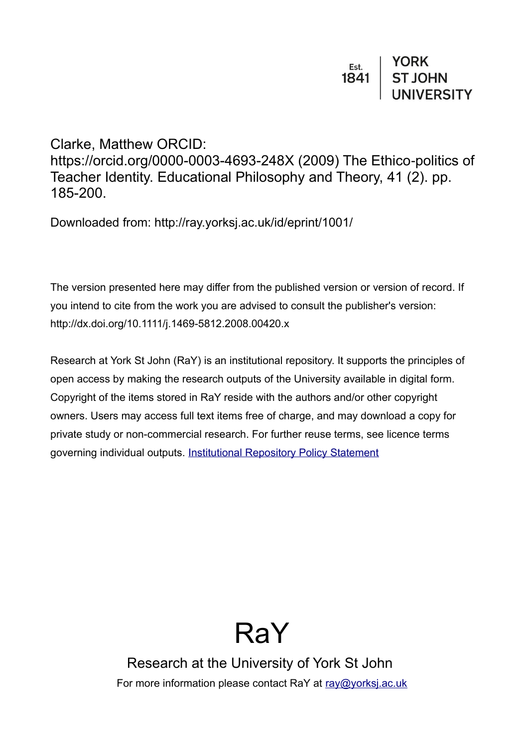Est.
1841

YORK
ST JOHN
UNIVERSITY

Clarke, Matthew ORCID: https://orcid.org/0000-0003-4693-248X (2009) The Ethico-politics of Teacher Identity. Educational Philosophy and Theory, 41 (2). pp. 185-200.

Downloaded from: http://ray.yorksj.ac.uk/id/eprint/1001/

The version presented here may differ from the published version or version of record. If you intend to cite from the work you are advised to consult the publisher's version: http://dx.doi.org/10.1111/j.1469-5812.2008.00420.x

Research at York St John (RaY) is an institutional repository. It supports the principles of open access by making the research outputs of the University available in digital form. Copyright of the items stored in RaY reside with the authors and/or other copyright owners. Users may access full text items free of charge, and may download a copy for private study or non-commercial research. For further reuse terms, see licence terms governing individual outputs. [Institutional Repository Policy Statement]

# RaY

Research at the University of York St John

For more information please contact RaY at ray@yorksj.ac.uk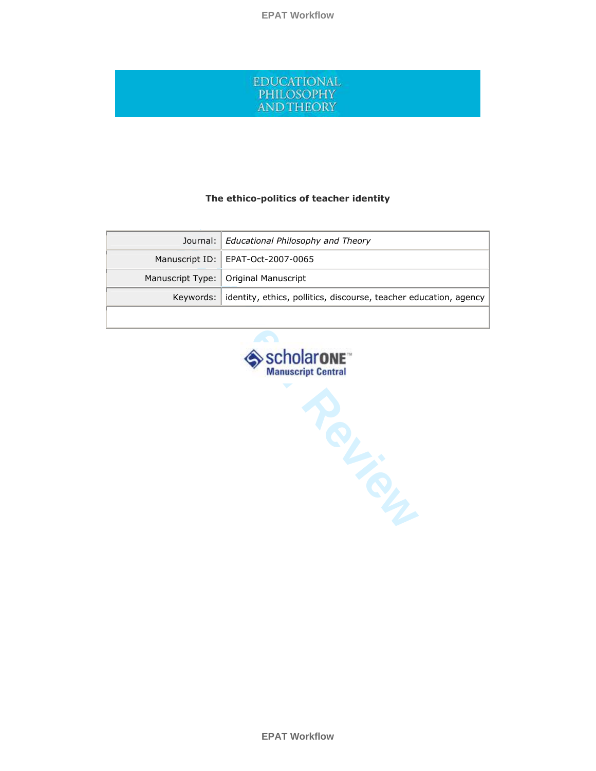EDUCATIONAL PHILOSOPHY AND THEORY

**The ethico-politics of teacher identity**

| | |
|---|---|
| Journal: | *Educational Philosophy and Theory* |
| Manuscript ID: | EPAT-Oct-2007-0065 |
| Manuscript Type: | Original Manuscript |
| Keywords: | identity, ethics, pollitics, discourse, teacher education, agency |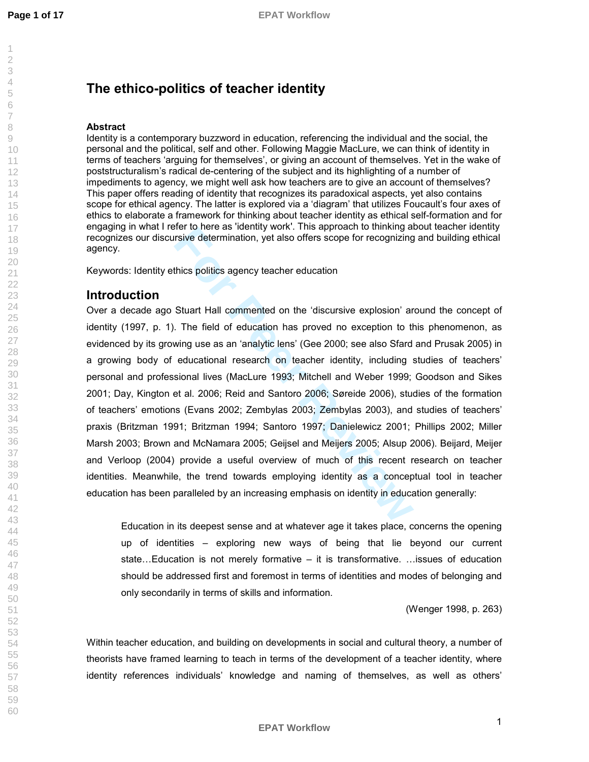# The ethico-politics of teacher identity

**Abstract**

Identity is a contemporary buzzword in education, referencing the individual and the social, the personal and the political, self and other. Following Maggie MacLure, we can think of identity in terms of teachers 'arguing for themselves', or giving an account of themselves. Yet in the wake of poststructuralism's radical de-centering of the subject and its highlighting of a number of impediments to agency, we might well ask how teachers are to give an account of themselves? This paper offers reading of identity that recognizes its paradoxical aspects, yet also contains scope for ethical agency. The latter is explored via a 'diagram' that utilizes Foucault's four axes of ethics to elaborate a framework for thinking about teacher identity as ethical self-formation and for engaging in what I refer to here as 'identity work'. This approach to thinking about teacher identity recognizes our discursive determination, yet also offers scope for recognizing and building ethical agency.

Keywords: Identity ethics politics agency teacher education

## Introduction

Over a decade ago Stuart Hall commented on the 'discursive explosion' around the concept of identity (1997, p. 1). The field of education has proved no exception to this phenomenon, as evidenced by its growing use as an 'analytic lens' (Gee 2000; see also Sfard and Prusak 2005) in a growing body of educational research on teacher identity, including studies of teachers' personal and professional lives (MacLure 1993; Mitchell and Weber 1999; Goodson and Sikes 2001; Day, Kington et al. 2006; Reid and Santoro 2006; Søreide 2006), studies of the formation of teachers' emotions (Evans 2002; Zembylas 2003; Zembylas 2003), and studies of teachers' praxis (Britzman 1991; Britzman 1994; Santoro 1997; Danielewicz 2001; Phillips 2002; Miller Marsh 2003; Brown and McNamara 2005; Geijsel and Meijers 2005; Alsup 2006). Beijard, Meijer and Verloop (2004) provide a useful overview of much of this recent research on teacher identities. Meanwhile, the trend towards employing identity as a conceptual tool in teacher education has been paralleled by an increasing emphasis on identity in education generally:

> Education in its deepest sense and at whatever age it takes place, concerns the opening up of identities – exploring new ways of being that lie beyond our current state…Education is not merely formative – it is transformative. …issues of education should be addressed first and foremost in terms of identities and modes of belonging and only secondarily in terms of skills and information.
>
> (Wenger 1998, p. 263)

Within teacher education, and building on developments in social and cultural theory, a number of theorists have framed learning to teach in terms of the development of a teacher identity, where identity references individuals' knowledge and naming of themselves, as well as others'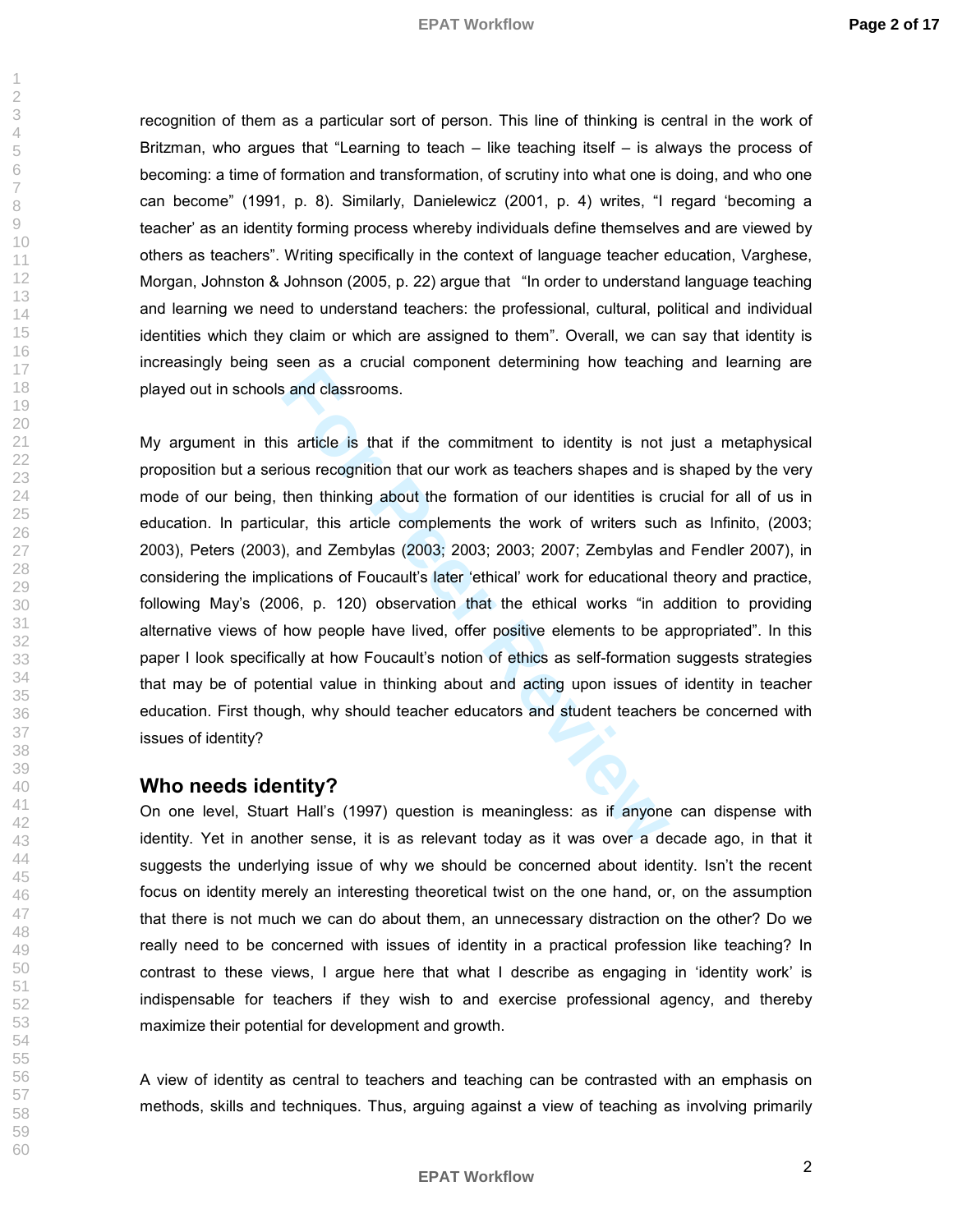recognition of them as a particular sort of person. This line of thinking is central in the work of Britzman, who argues that "Learning to teach – like teaching itself – is always the process of becoming: a time of formation and transformation, of scrutiny into what one is doing, and who one can become" (1991, p. 8). Similarly, Danielewicz (2001, p. 4) writes, "I regard 'becoming a teacher' as an identity forming process whereby individuals define themselves and are viewed by others as teachers". Writing specifically in the context of language teacher education, Varghese, Morgan, Johnston & Johnson (2005, p. 22) argue that "In order to understand language teaching and learning we need to understand teachers: the professional, cultural, political and individual identities which they claim or which are assigned to them". Overall, we can say that identity is increasingly being seen as a crucial component determining how teaching and learning are played out in schools and classrooms.

My argument in this article is that if the commitment to identity is not just a metaphysical proposition but a serious recognition that our work as teachers shapes and is shaped by the very mode of our being, then thinking about the formation of our identities is crucial for all of us in education. In particular, this article complements the work of writers such as Infinito, (2003; 2003), Peters (2003), and Zembylas (2003; 2003; 2003; 2007; Zembylas and Fendler 2007), in considering the implications of Foucault's later 'ethical' work for educational theory and practice, following May's (2006, p. 120) observation that the ethical works "in addition to providing alternative views of how people have lived, offer positive elements to be appropriated". In this paper I look specifically at how Foucault's notion of ethics as self-formation suggests strategies that may be of potential value in thinking about and acting upon issues of identity in teacher education. First though, why should teacher educators and student teachers be concerned with issues of identity?

## Who needs identity?

On one level, Stuart Hall's (1997) question is meaningless: as if anyone can dispense with identity. Yet in another sense, it is as relevant today as it was over a decade ago, in that it suggests the underlying issue of why we should be concerned about identity. Isn't the recent focus on identity merely an interesting theoretical twist on the one hand, or, on the assumption that there is not much we can do about them, an unnecessary distraction on the other? Do we really need to be concerned with issues of identity in a practical profession like teaching? In contrast to these views, I argue here that what I describe as engaging in 'identity work' is indispensable for teachers if they wish to and exercise professional agency, and thereby maximize their potential for development and growth.

A view of identity as central to teachers and teaching can be contrasted with an emphasis on methods, skills and techniques. Thus, arguing against a view of teaching as involving primarily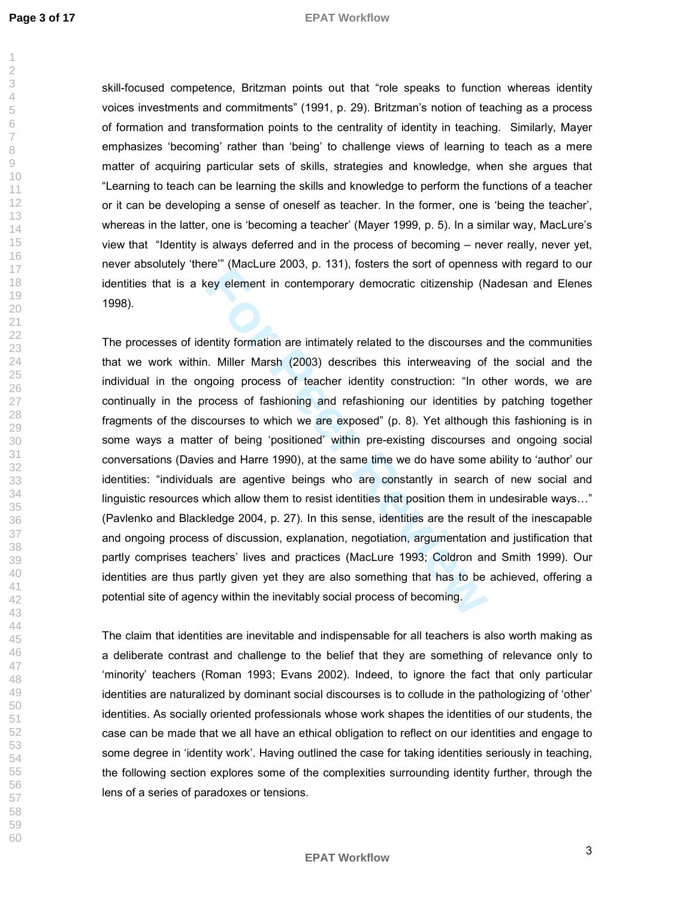skill-focused competence, Britzman points out that "role speaks to function whereas identity voices investments and commitments" (1991, p. 29). Britzman's notion of teaching as a process of formation and transformation points to the centrality of identity in teaching. Similarly, Mayer emphasizes 'becoming' rather than 'being' to challenge views of learning to teach as a mere matter of acquiring particular sets of skills, strategies and knowledge, when she argues that "Learning to teach can be learning the skills and knowledge to perform the functions of a teacher or it can be developing a sense of oneself as teacher. In the former, one is 'being the teacher', whereas in the latter, one is 'becoming a teacher' (Mayer 1999, p. 5). In a similar way, MacLure's view that "Identity is always deferred and in the process of becoming – never really, never yet, never absolutely 'there'" (MacLure 2003, p. 131), fosters the sort of openness with regard to our identities that is a key element in contemporary democratic citizenship (Nadesan and Elenes 1998).

The processes of identity formation are intimately related to the discourses and the communities that we work within. Miller Marsh (2003) describes this interweaving of the social and the individual in the ongoing process of teacher identity construction: "In other words, we are continually in the process of fashioning and refashioning our identities by patching together fragments of the discourses to which we are exposed" (p. 8). Yet although this fashioning is in some ways a matter of being 'positioned' within pre-existing discourses and ongoing social conversations (Davies and Harre 1990), at the same time we do have some ability to 'author' our identities: "individuals are agentive beings who are constantly in search of new social and linguistic resources which allow them to resist identities that position them in undesirable ways…" (Pavlenko and Blackledge 2004, p. 27). In this sense, identities are the result of the inescapable and ongoing process of discussion, explanation, negotiation, argumentation and justification that partly comprises teachers' lives and practices (MacLure 1993; Coldron and Smith 1999). Our identities are thus partly given yet they are also something that has to be achieved, offering a potential site of agency within the inevitably social process of becoming.

The claim that identities are inevitable and indispensable for all teachers is also worth making as a deliberate contrast and challenge to the belief that they are something of relevance only to 'minority' teachers (Roman 1993; Evans 2002). Indeed, to ignore the fact that only particular identities are naturalized by dominant social discourses is to collude in the pathologizing of 'other' identities. As socially oriented professionals whose work shapes the identities of our students, the case can be made that we all have an ethical obligation to reflect on our identities and engage to some degree in 'identity work'. Having outlined the case for taking identities seriously in teaching, the following section explores some of the complexities surrounding identity further, through the lens of a series of paradoxes or tensions.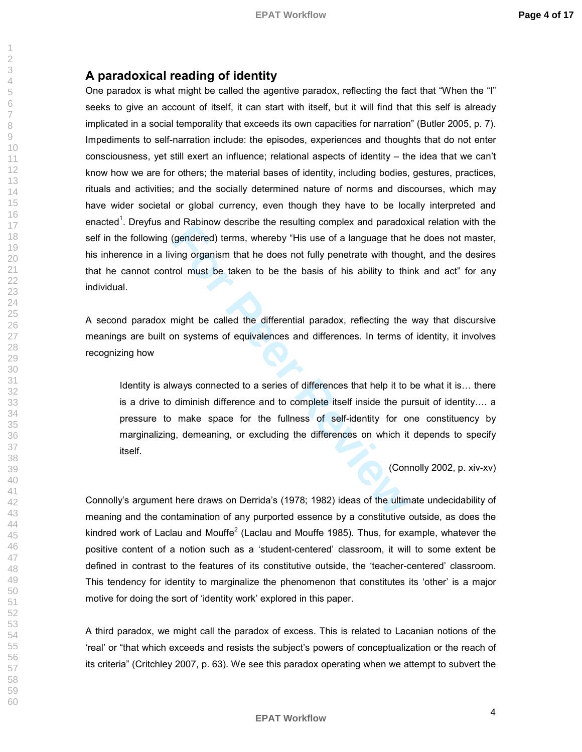## A paradoxical reading of identity

One paradox is what might be called the agentive paradox, reflecting the fact that "When the "I" seeks to give an account of itself, it can start with itself, but it will find that this self is already implicated in a social temporality that exceeds its own capacities for narration" (Butler 2005, p. 7). Impediments to self-narration include: the episodes, experiences and thoughts that do not enter consciousness, yet still exert an influence; relational aspects of identity – the idea that we can't know how we are for others; the material bases of identity, including bodies, gestures, practices, rituals and activities; and the socially determined nature of norms and discourses, which may have wider societal or global currency, even though they have to be locally interpreted and enacted[1]. Dreyfus and Rabinow describe the resulting complex and paradoxical relation with the self in the following (gendered) terms, whereby "His use of a language that he does not master, his inherence in a living organism that he does not fully penetrate with thought, and the desires that he cannot control must be taken to be the basis of his ability to think and act" for any individual.

A second paradox might be called the differential paradox, reflecting the way that discursive meanings are built on systems of equivalences and differences. In terms of identity, it involves recognizing how

> Identity is always connected to a series of differences that help it to be what it is… there is a drive to diminish difference and to complete itself inside the pursuit of identity…. a pressure to make space for the fullness of self-identity for one constituency by marginalizing, demeaning, or excluding the differences on which it depends to specify itself.
>
> (Connolly 2002, p. xiv-xv)

Connolly's argument here draws on Derrida's (1978; 1982) ideas of the ultimate undecidability of meaning and the contamination of any purported essence by a constitutive outside, as does the kindred work of Laclau and Mouffe[2] (Laclau and Mouffe 1985). Thus, for example, whatever the positive content of a notion such as a 'student-centered' classroom, it will to some extent be defined in contrast to the features of its constitutive outside, the 'teacher-centered' classroom. This tendency for identity to marginalize the phenomenon that constitutes its 'other' is a major motive for doing the sort of 'identity work' explored in this paper.

A third paradox, we might call the paradox of excess. This is related to Lacanian notions of the 'real' or "that which exceeds and resists the subject's powers of conceptualization or the reach of its criteria" (Critchley 2007, p. 63). We see this paradox operating when we attempt to subvert the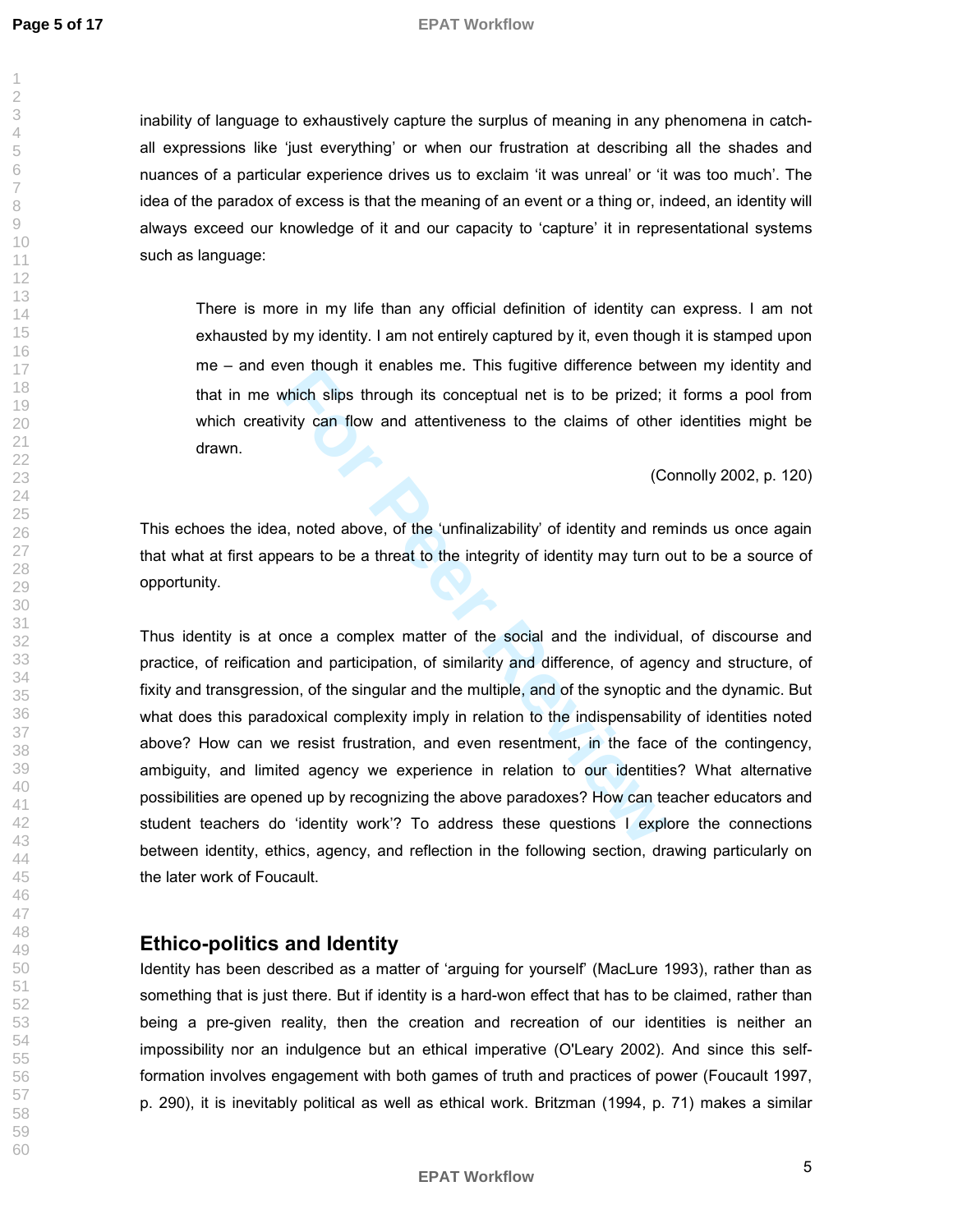inability of language to exhaustively capture the surplus of meaning in any phenomena in catch-all expressions like 'just everything' or when our frustration at describing all the shades and nuances of a particular experience drives us to exclaim 'it was unreal' or 'it was too much'. The idea of the paradox of excess is that the meaning of an event or a thing or, indeed, an identity will always exceed our knowledge of it and our capacity to 'capture' it in representational systems such as language:

> There is more in my life than any official definition of identity can express. I am not exhausted by my identity. I am not entirely captured by it, even though it is stamped upon me – and even though it enables me. This fugitive difference between my identity and that in me which slips through its conceptual net is to be prized; it forms a pool from which creativity can flow and attentiveness to the claims of other identities might be drawn.
>
> (Connolly 2002, p. 120)

This echoes the idea, noted above, of the 'unfinalizability' of identity and reminds us once again that what at first appears to be a threat to the integrity of identity may turn out to be a source of opportunity.

Thus identity is at once a complex matter of the social and the individual, of discourse and practice, of reification and participation, of similarity and difference, of agency and structure, of fixity and transgression, of the singular and the multiple, and of the synoptic and the dynamic. But what does this paradoxical complexity imply in relation to the indispensability of identities noted above? How can we resist frustration, and even resentment, in the face of the contingency, ambiguity, and limited agency we experience in relation to our identities? What alternative possibilities are opened up by recognizing the above paradoxes? How can teacher educators and student teachers do 'identity work'? To address these questions I explore the connections between identity, ethics, agency, and reflection in the following section, drawing particularly on the later work of Foucault.

## Ethico-politics and Identity

Identity has been described as a matter of 'arguing for yourself' (MacLure 1993), rather than as something that is just there. But if identity is a hard-won effect that has to be claimed, rather than being a pre-given reality, then the creation and recreation of our identities is neither an impossibility nor an indulgence but an ethical imperative (O'Leary 2002). And since this self-formation involves engagement with both games of truth and practices of power (Foucault 1997, p. 290), it is inevitably political as well as ethical work. Britzman (1994, p. 71) makes a similar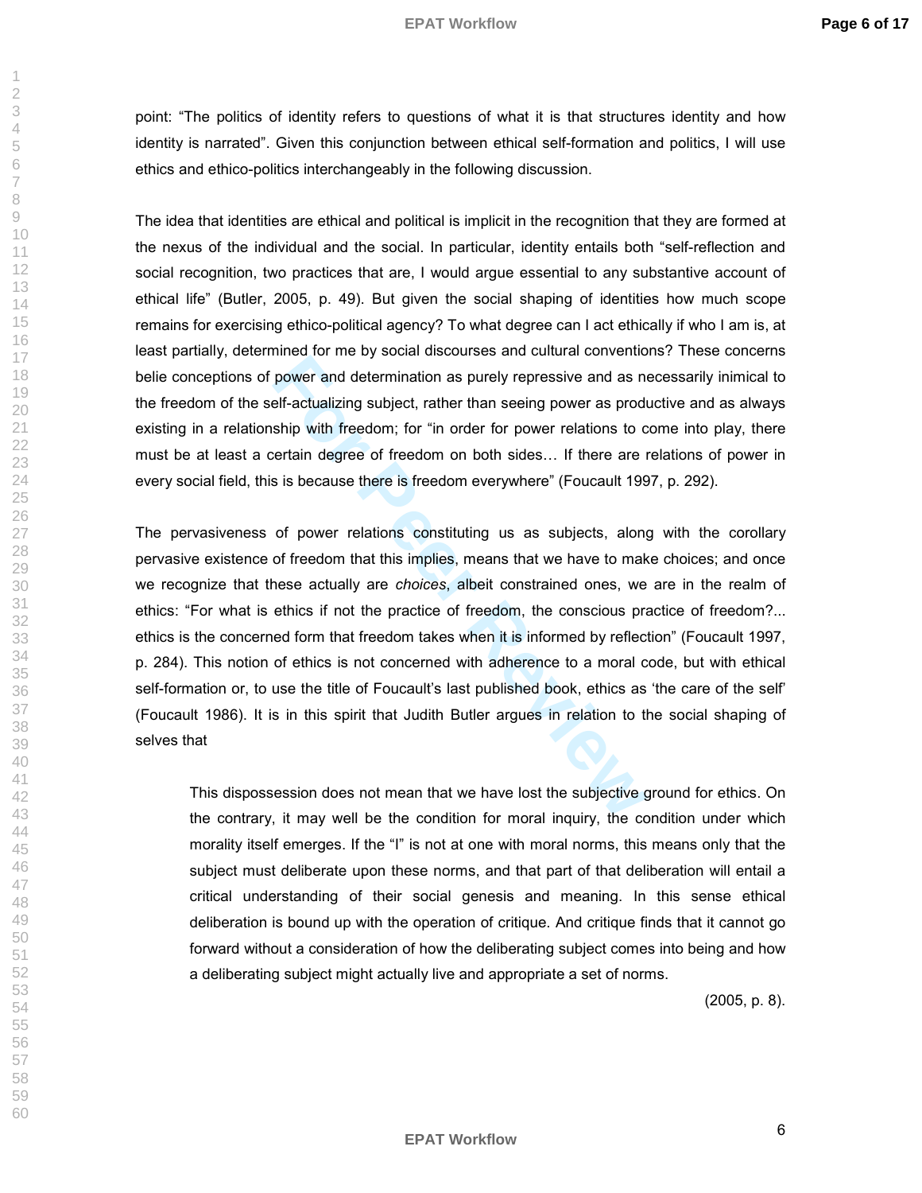point: "The politics of identity refers to questions of what it is that structures identity and how identity is narrated". Given this conjunction between ethical self-formation and politics, I will use ethics and ethico-politics interchangeably in the following discussion.

The idea that identities are ethical and political is implicit in the recognition that they are formed at the nexus of the individual and the social. In particular, identity entails both "self-reflection and social recognition, two practices that are, I would argue essential to any substantive account of ethical life" (Butler, 2005, p. 49). But given the social shaping of identities how much scope remains for exercising ethico-political agency? To what degree can I act ethically if who I am is, at least partially, determined for me by social discourses and cultural conventions? These concerns belie conceptions of power and determination as purely repressive and as necessarily inimical to the freedom of the self-actualizing subject, rather than seeing power as productive and as always existing in a relationship with freedom; for "in order for power relations to come into play, there must be at least a certain degree of freedom on both sides… If there are relations of power in every social field, this is because there is freedom everywhere" (Foucault 1997, p. 292).

The pervasiveness of power relations constituting us as subjects, along with the corollary pervasive existence of freedom that this implies, means that we have to make choices; and once we recognize that these actually are *choices*, albeit constrained ones, we are in the realm of ethics: "For what is ethics if not the practice of freedom, the conscious practice of freedom?... ethics is the concerned form that freedom takes when it is informed by reflection" (Foucault 1997, p. 284). This notion of ethics is not concerned with adherence to a moral code, but with ethical self-formation or, to use the title of Foucault's last published book, ethics as 'the care of the self' (Foucault 1986). It is in this spirit that Judith Butler argues in relation to the social shaping of selves that

> This dispossession does not mean that we have lost the subjective ground for ethics. On the contrary, it may well be the condition for moral inquiry, the condition under which morality itself emerges. If the "I" is not at one with moral norms, this means only that the subject must deliberate upon these norms, and that part of that deliberation will entail a critical understanding of their social genesis and meaning. In this sense ethical deliberation is bound up with the operation of critique. And critique finds that it cannot go forward without a consideration of how the deliberating subject comes into being and how a deliberating subject might actually live and appropriate a set of norms.
>
> (2005, p. 8).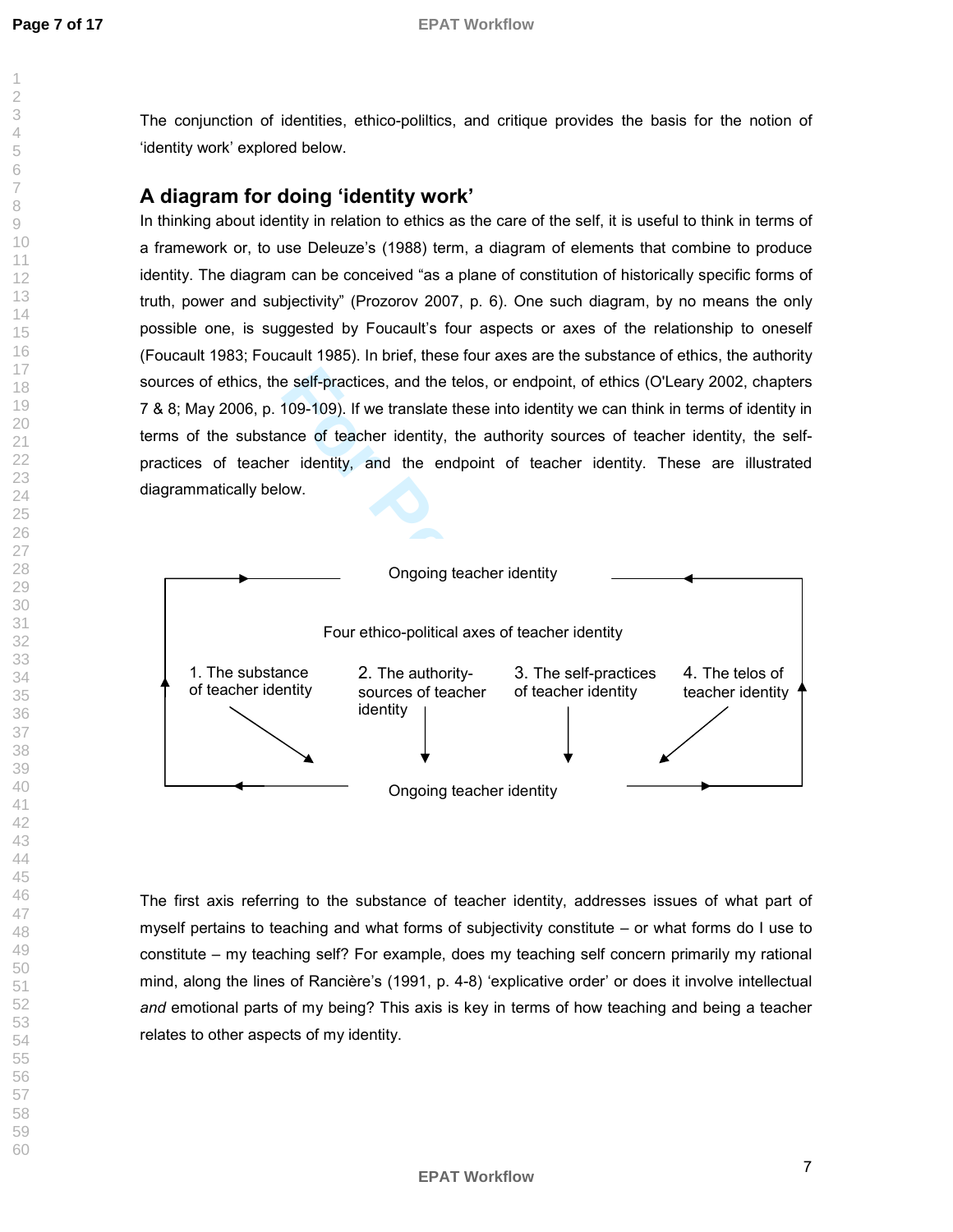The conjunction of identities, ethico-poliltics, and critique provides the basis for the notion of 'identity work' explored below.

## A diagram for doing 'identity work'

In thinking about identity in relation to ethics as the care of the self, it is useful to think in terms of a framework or, to use Deleuze's (1988) term, a diagram of elements that combine to produce identity. The diagram can be conceived "as a plane of constitution of historically specific forms of truth, power and subjectivity" (Prozorov 2007, p. 6). One such diagram, by no means the only possible one, is suggested by Foucault's four aspects or axes of the relationship to oneself (Foucault 1983; Foucault 1985). In brief, these four axes are the substance of ethics, the authority sources of ethics, the self-practices, and the telos, or endpoint, of ethics (O'Leary 2002, chapters 7 & 8; May 2006, p. 109-109). If we translate these into identity we can think in terms of identity in terms of the substance of teacher identity, the authority sources of teacher identity, the self-practices of teacher identity, and the endpoint of teacher identity. These are illustrated diagrammatically below.

Ongoing teacher identity

Four ethico-political axes of teacher identity

1. The substance of teacher identity
2. The authority-sources of teacher identity
3. The self-practices of teacher identity
4. The telos of teacher identity

Ongoing teacher identity

The first axis referring to the substance of teacher identity, addresses issues of what part of myself pertains to teaching and what forms of subjectivity constitute – or what forms do I use to constitute – my teaching self? For example, does my teaching self concern primarily my rational mind, along the lines of Rancière's (1991, p. 4-8) 'explicative order' or does it involve intellectual *and* emotional parts of my being? This axis is key in terms of how teaching and being a teacher relates to other aspects of my identity.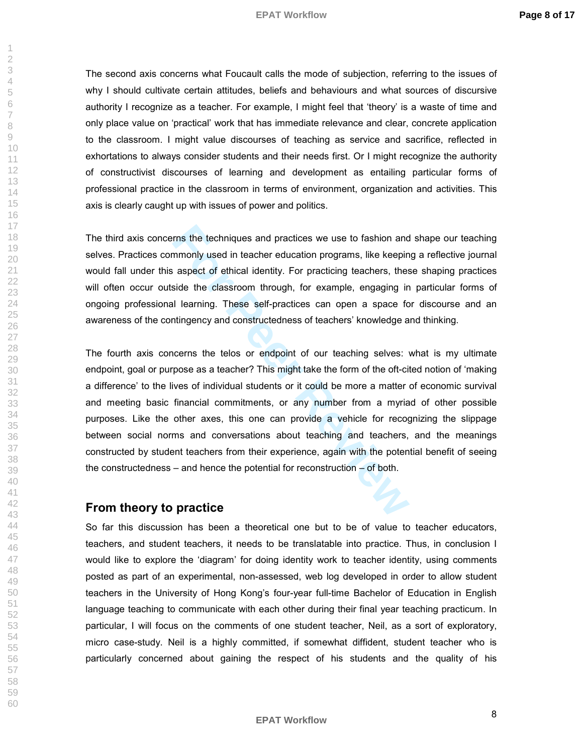The second axis concerns what Foucault calls the mode of subjection, referring to the issues of why I should cultivate certain attitudes, beliefs and behaviours and what sources of discursive authority I recognize as a teacher. For example, I might feel that 'theory' is a waste of time and only place value on 'practical' work that has immediate relevance and clear, concrete application to the classroom. I might value discourses of teaching as service and sacrifice, reflected in exhortations to always consider students and their needs first. Or I might recognize the authority of constructivist discourses of learning and development as entailing particular forms of professional practice in the classroom in terms of environment, organization and activities. This axis is clearly caught up with issues of power and politics.

The third axis concerns the techniques and practices we use to fashion and shape our teaching selves. Practices commonly used in teacher education programs, like keeping a reflective journal would fall under this aspect of ethical identity. For practicing teachers, these shaping practices will often occur outside the classroom through, for example, engaging in particular forms of ongoing professional learning. These self-practices can open a space for discourse and an awareness of the contingency and constructedness of teachers' knowledge and thinking.

The fourth axis concerns the telos or endpoint of our teaching selves: what is my ultimate endpoint, goal or purpose as a teacher? This might take the form of the oft-cited notion of 'making a difference' to the lives of individual students or it could be more a matter of economic survival and meeting basic financial commitments, or any number from a myriad of other possible purposes. Like the other axes, this one can provide a vehicle for recognizing the slippage between social norms and conversations about teaching and teachers, and the meanings constructed by student teachers from their experience, again with the potential benefit of seeing the constructedness – and hence the potential for reconstruction – of both.

## From theory to practice

So far this discussion has been a theoretical one but to be of value to teacher educators, teachers, and student teachers, it needs to be translatable into practice. Thus, in conclusion I would like to explore the 'diagram' for doing identity work to teacher identity, using comments posted as part of an experimental, non-assessed, web log developed in order to allow student teachers in the University of Hong Kong's four-year full-time Bachelor of Education in English language teaching to communicate with each other during their final year teaching practicum. In particular, I will focus on the comments of one student teacher, Neil, as a sort of exploratory, micro case-study. Neil is a highly committed, if somewhat diffident, student teacher who is particularly concerned about gaining the respect of his students and the quality of his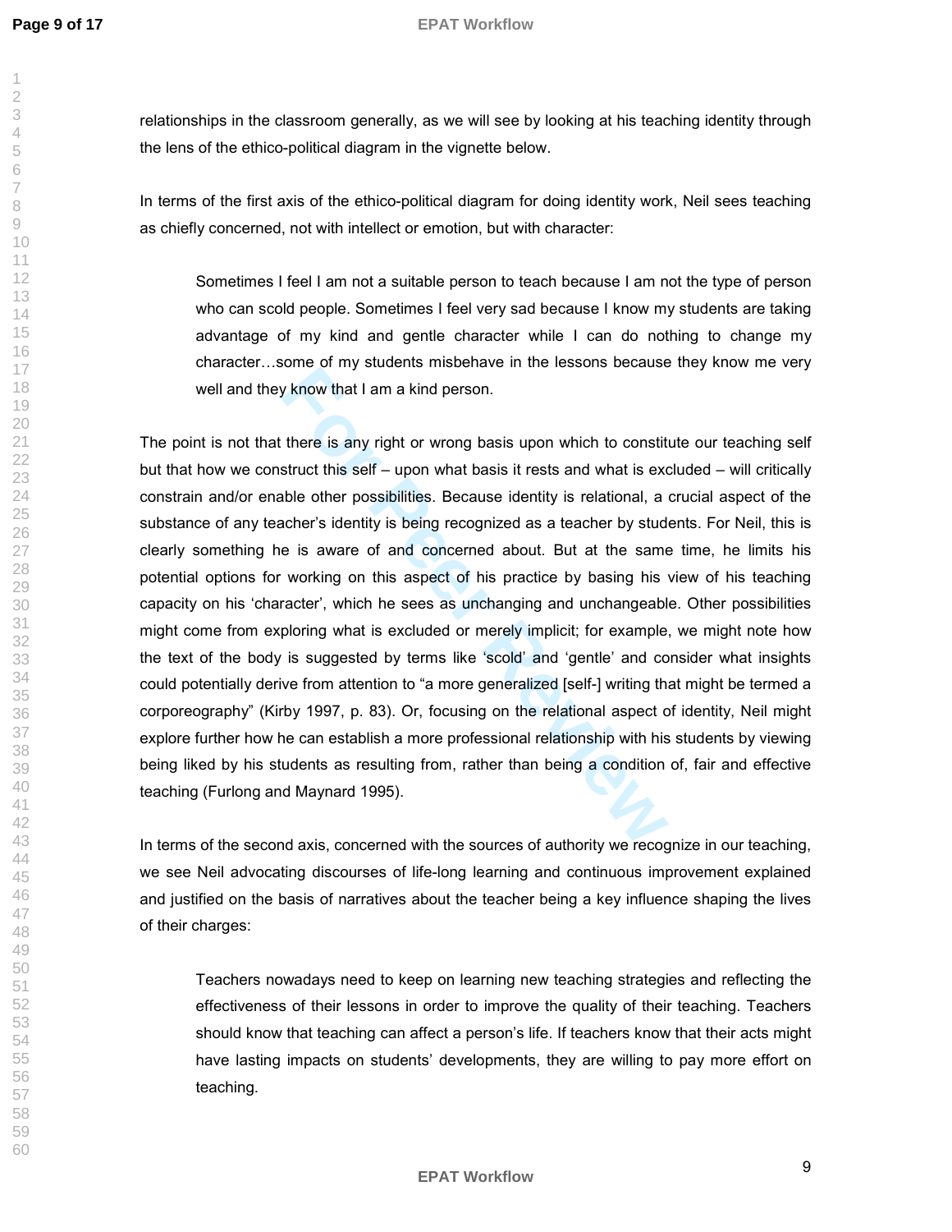relationships in the classroom generally, as we will see by looking at his teaching identity through the lens of the ethico-political diagram in the vignette below.

In terms of the first axis of the ethico-political diagram for doing identity work, Neil sees teaching as chiefly concerned, not with intellect or emotion, but with character:

> Sometimes I feel I am not a suitable person to teach because I am not the type of person who can scold people. Sometimes I feel very sad because I know my students are taking advantage of my kind and gentle character while I can do nothing to change my character…some of my students misbehave in the lessons because they know me very well and they know that I am a kind person.

The point is not that there is any right or wrong basis upon which to constitute our teaching self but that how we construct this self – upon what basis it rests and what is excluded – will critically constrain and/or enable other possibilities. Because identity is relational, a crucial aspect of the substance of any teacher's identity is being recognized as a teacher by students. For Neil, this is clearly something he is aware of and concerned about. But at the same time, he limits his potential options for working on this aspect of his practice by basing his view of his teaching capacity on his 'character', which he sees as unchanging and unchangeable. Other possibilities might come from exploring what is excluded or merely implicit; for example, we might note how the text of the body is suggested by terms like 'scold' and 'gentle' and consider what insights could potentially derive from attention to "a more generalized [self-] writing that might be termed a corporeography" (Kirby 1997, p. 83). Or, focusing on the relational aspect of identity, Neil might explore further how he can establish a more professional relationship with his students by viewing being liked by his students as resulting from, rather than being a condition of, fair and effective teaching (Furlong and Maynard 1995).

In terms of the second axis, concerned with the sources of authority we recognize in our teaching, we see Neil advocating discourses of life-long learning and continuous improvement explained and justified on the basis of narratives about the teacher being a key influence shaping the lives of their charges:

> Teachers nowadays need to keep on learning new teaching strategies and reflecting the effectiveness of their lessons in order to improve the quality of their teaching. Teachers should know that teaching can affect a person's life. If teachers know that their acts might have lasting impacts on students' developments, they are willing to pay more effort on teaching.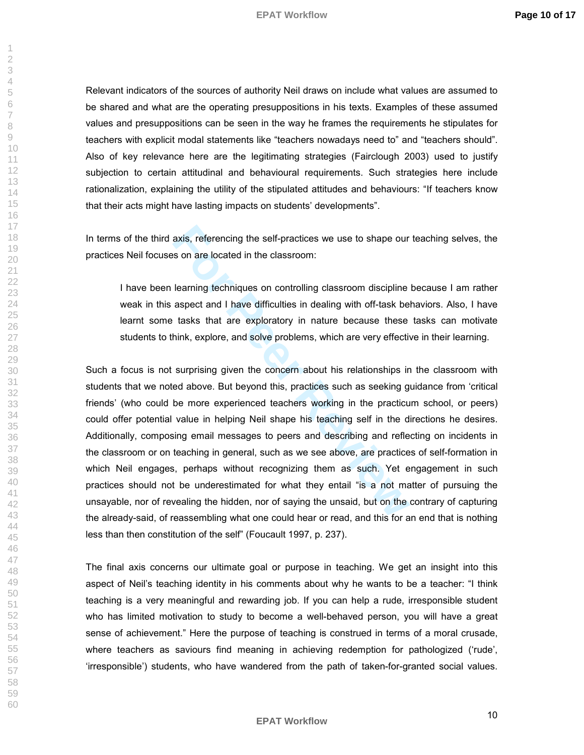Relevant indicators of the sources of authority Neil draws on include what values are assumed to be shared and what are the operating presuppositions in his texts. Examples of these assumed values and presuppositions can be seen in the way he frames the requirements he stipulates for teachers with explicit modal statements like "teachers nowadays need to" and "teachers should". Also of key relevance here are the legitimating strategies (Fairclough 2003) used to justify subjection to certain attitudinal and behavioural requirements. Such strategies here include rationalization, explaining the utility of the stipulated attitudes and behaviours: "If teachers know that their acts might have lasting impacts on students' developments".

In terms of the third axis, referencing the self-practices we use to shape our teaching selves, the practices Neil focuses on are located in the classroom:

> I have been learning techniques on controlling classroom discipline because I am rather weak in this aspect and I have difficulties in dealing with off-task behaviors. Also, I have learnt some tasks that are exploratory in nature because these tasks can motivate students to think, explore, and solve problems, which are very effective in their learning.

Such a focus is not surprising given the concern about his relationships in the classroom with students that we noted above. But beyond this, practices such as seeking guidance from 'critical friends' (who could be more experienced teachers working in the practicum school, or peers) could offer potential value in helping Neil shape his teaching self in the directions he desires. Additionally, composing email messages to peers and describing and reflecting on incidents in the classroom or on teaching in general, such as we see above, are practices of self-formation in which Neil engages, perhaps without recognizing them as such. Yet engagement in such practices should not be underestimated for what they entail "is a not matter of pursuing the unsayable, nor of revealing the hidden, nor of saying the unsaid, but on the contrary of capturing the already-said, of reassembling what one could hear or read, and this for an end that is nothing less than then constitution of the self" (Foucault 1997, p. 237).

The final axis concerns our ultimate goal or purpose in teaching. We get an insight into this aspect of Neil's teaching identity in his comments about why he wants to be a teacher: "I think teaching is a very meaningful and rewarding job. If you can help a rude, irresponsible student who has limited motivation to study to become a well-behaved person, you will have a great sense of achievement." Here the purpose of teaching is construed in terms of a moral crusade, where teachers as saviours find meaning in achieving redemption for pathologized ('rude', 'irresponsible') students, who have wandered from the path of taken-for-granted social values.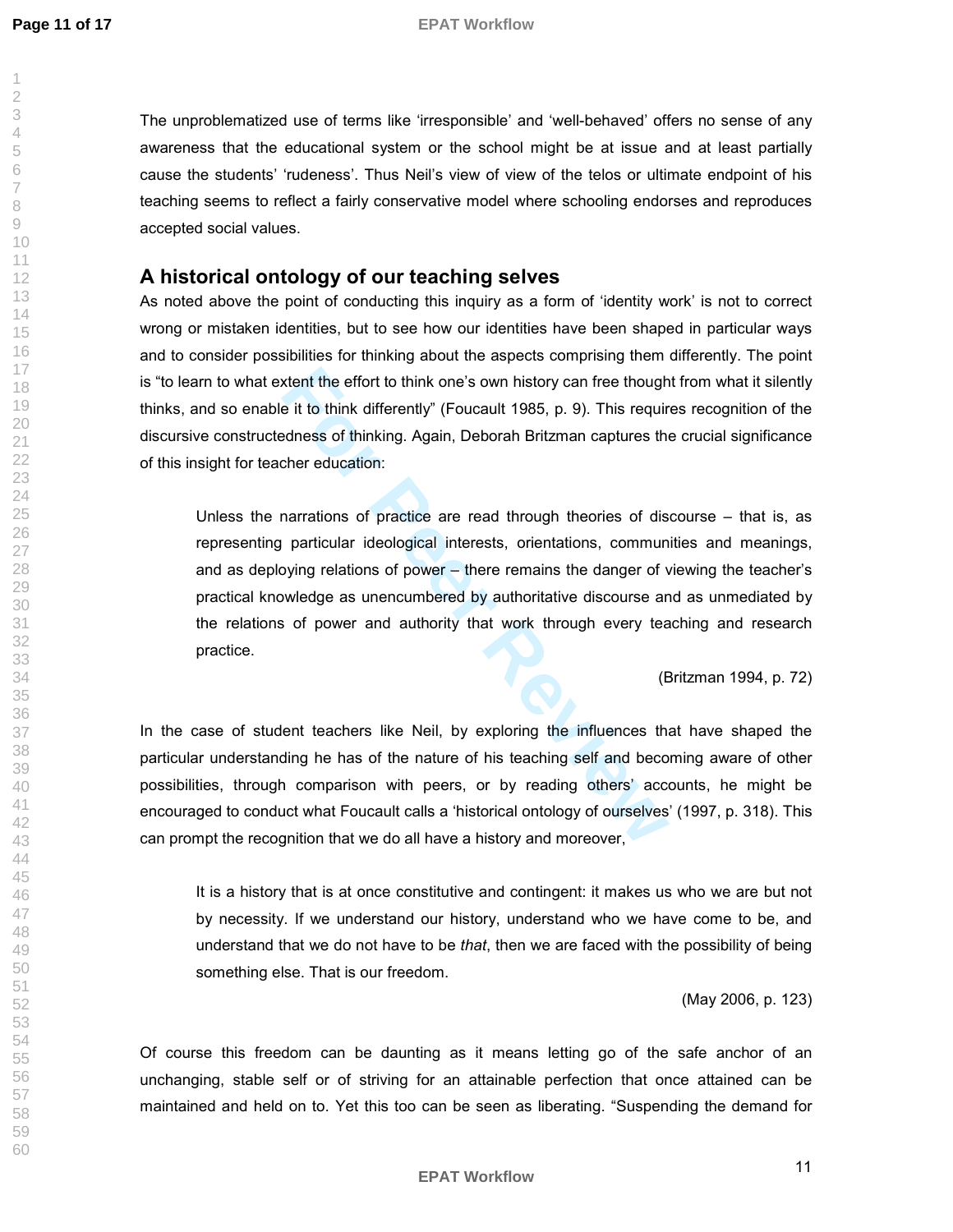The unproblematized use of terms like 'irresponsible' and 'well-behaved' offers no sense of any awareness that the educational system or the school might be at issue and at least partially cause the students' 'rudeness'. Thus Neil's view of view of the telos or ultimate endpoint of his teaching seems to reflect a fairly conservative model where schooling endorses and reproduces accepted social values.

## A historical ontology of our teaching selves

As noted above the point of conducting this inquiry as a form of 'identity work' is not to correct wrong or mistaken identities, but to see how our identities have been shaped in particular ways and to consider possibilities for thinking about the aspects comprising them differently. The point is "to learn to what extent the effort to think one's own history can free thought from what it silently thinks, and so enable it to think differently" (Foucault 1985, p. 9). This requires recognition of the discursive constructedness of thinking. Again, Deborah Britzman captures the crucial significance of this insight for teacher education:

> Unless the narrations of practice are read through theories of discourse – that is, as representing particular ideological interests, orientations, communities and meanings, and as deploying relations of power – there remains the danger of viewing the teacher's practical knowledge as unencumbered by authoritative discourse and as unmediated by the relations of power and authority that work through every teaching and research practice.
>
> (Britzman 1994, p. 72)

In the case of student teachers like Neil, by exploring the influences that have shaped the particular understanding he has of the nature of his teaching self and becoming aware of other possibilities, through comparison with peers, or by reading others' accounts, he might be encouraged to conduct what Foucault calls a 'historical ontology of ourselves' (1997, p. 318). This can prompt the recognition that we do all have a history and moreover,

> It is a history that is at once constitutive and contingent: it makes us who we are but not by necessity. If we understand our history, understand who we have come to be, and understand that we do not have to be *that*, then we are faced with the possibility of being something else. That is our freedom.
>
> (May 2006, p. 123)

Of course this freedom can be daunting as it means letting go of the safe anchor of an unchanging, stable self or of striving for an attainable perfection that once attained can be maintained and held on to. Yet this too can be seen as liberating. "Suspending the demand for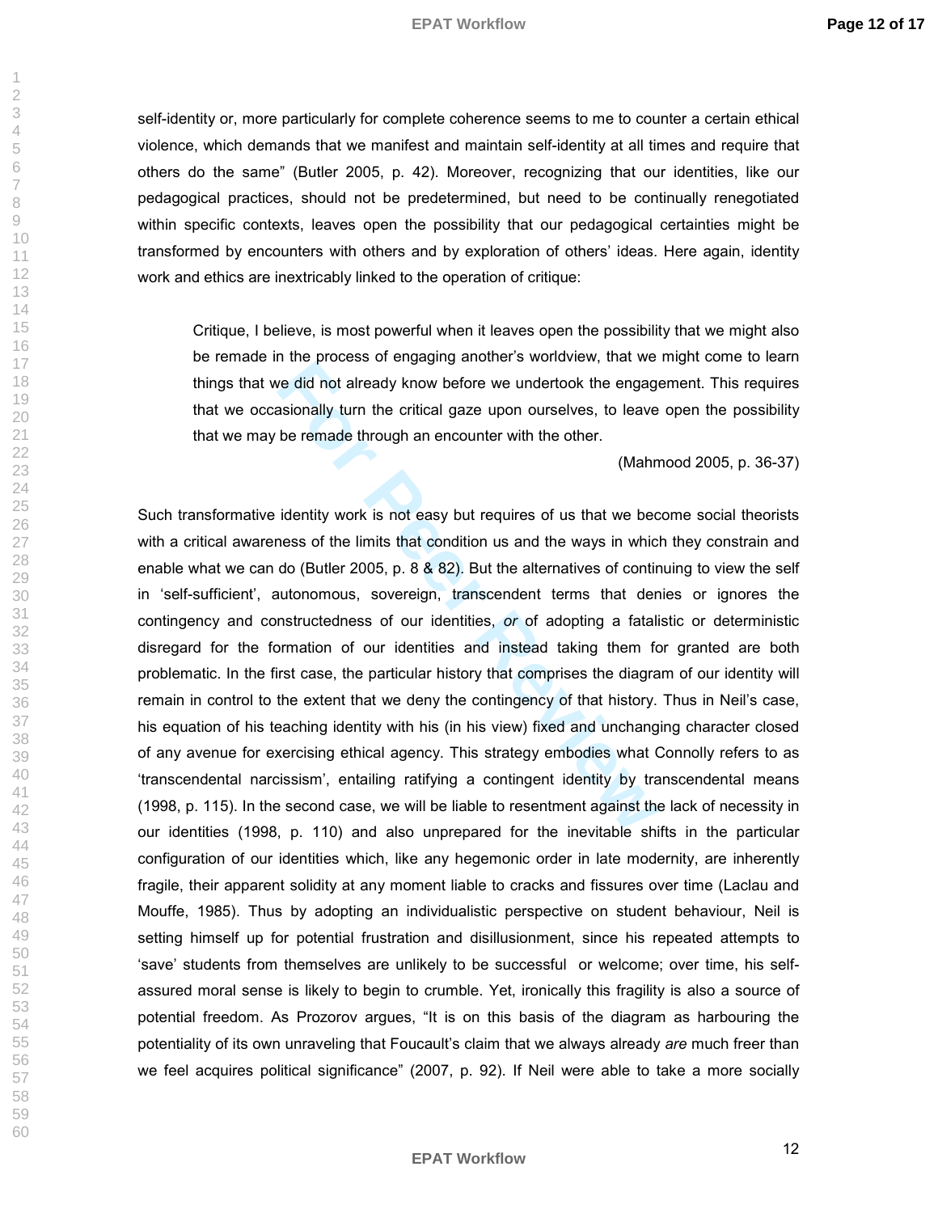self-identity or, more particularly for complete coherence seems to me to counter a certain ethical violence, which demands that we manifest and maintain self-identity at all times and require that others do the same" (Butler 2005, p. 42). Moreover, recognizing that our identities, like our pedagogical practices, should not be predetermined, but need to be continually renegotiated within specific contexts, leaves open the possibility that our pedagogical certainties might be transformed by encounters with others and by exploration of others' ideas. Here again, identity work and ethics are inextricably linked to the operation of critique:

> Critique, I believe, is most powerful when it leaves open the possibility that we might also be remade in the process of engaging another's worldview, that we might come to learn things that we did not already know before we undertook the engagement. This requires that we occasionally turn the critical gaze upon ourselves, to leave open the possibility that we may be remade through an encounter with the other.
>
> (Mahmood 2005, p. 36-37)

Such transformative identity work is not easy but requires of us that we become social theorists with a critical awareness of the limits that condition us and the ways in which they constrain and enable what we can do (Butler 2005, p. 8 & 82). But the alternatives of continuing to view the self in 'self-sufficient', autonomous, sovereign, transcendent terms that denies or ignores the contingency and constructedness of our identities, *or* of adopting a fatalistic or deterministic disregard for the formation of our identities and instead taking them for granted are both problematic. In the first case, the particular history that comprises the diagram of our identity will remain in control to the extent that we deny the contingency of that history. Thus in Neil's case, his equation of his teaching identity with his (in his view) fixed and unchanging character closed of any avenue for exercising ethical agency. This strategy embodies what Connolly refers to as 'transcendental narcissism', entailing ratifying a contingent identity by transcendental means (1998, p. 115). In the second case, we will be liable to resentment against the lack of necessity in our identities (1998, p. 110) and also unprepared for the inevitable shifts in the particular configuration of our identities which, like any hegemonic order in late modernity, are inherently fragile, their apparent solidity at any moment liable to cracks and fissures over time (Laclau and Mouffe, 1985). Thus by adopting an individualistic perspective on student behaviour, Neil is setting himself up for potential frustration and disillusionment, since his repeated attempts to 'save' students from themselves are unlikely to be successful or welcome; over time, his self-assured moral sense is likely to begin to crumble. Yet, ironically this fragility is also a source of potential freedom. As Prozorov argues, "It is on this basis of the diagram as harbouring the potentiality of its own unraveling that Foucault's claim that we always already *are* much freer than we feel acquires political significance" (2007, p. 92). If Neil were able to take a more socially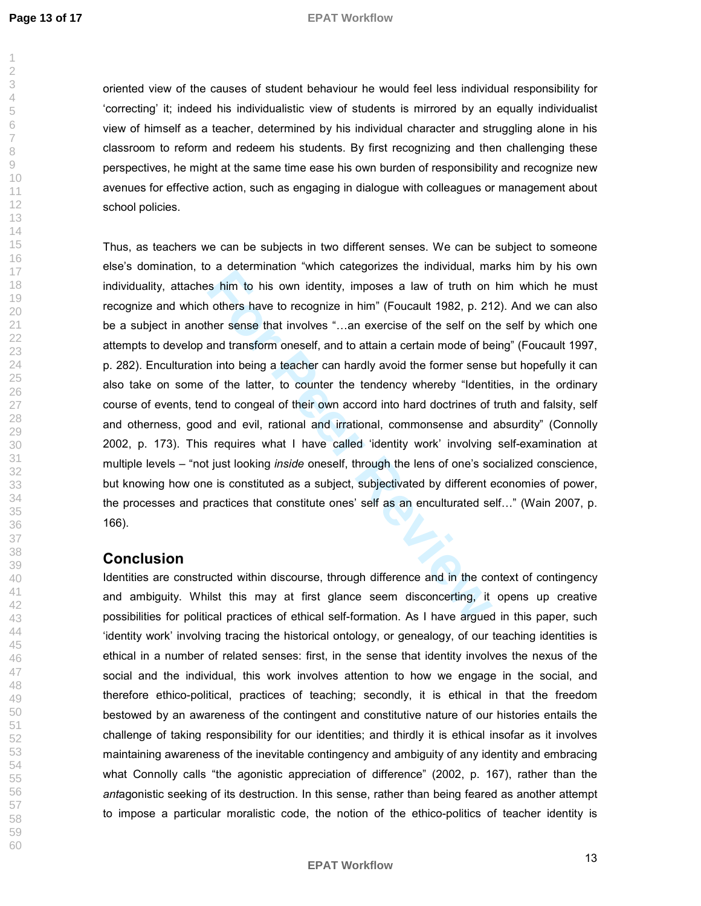oriented view of the causes of student behaviour he would feel less individual responsibility for 'correcting' it; indeed his individualistic view of students is mirrored by an equally individualist view of himself as a teacher, determined by his individual character and struggling alone in his classroom to reform and redeem his students. By first recognizing and then challenging these perspectives, he might at the same time ease his own burden of responsibility and recognize new avenues for effective action, such as engaging in dialogue with colleagues or management about school policies.

Thus, as teachers we can be subjects in two different senses. We can be subject to someone else's domination, to a determination "which categorizes the individual, marks him by his own individuality, attaches him to his own identity, imposes a law of truth on him which he must recognize and which others have to recognize in him" (Foucault 1982, p. 212). And we can also be a subject in another sense that involves "…an exercise of the self on the self by which one attempts to develop and transform oneself, and to attain a certain mode of being" (Foucault 1997, p. 282). Enculturation into being a teacher can hardly avoid the former sense but hopefully it can also take on some of the latter, to counter the tendency whereby "Identities, in the ordinary course of events, tend to congeal of their own accord into hard doctrines of truth and falsity, self and otherness, good and evil, rational and irrational, commonsense and absurdity" (Connolly 2002, p. 173). This requires what I have called 'identity work' involving self-examination at multiple levels – "not just looking *inside* oneself, through the lens of one's socialized conscience, but knowing how one is constituted as a subject, subjectivated by different economies of power, the processes and practices that constitute ones' self as an enculturated self…" (Wain 2007, p. 166).

## Conclusion

Identities are constructed within discourse, through difference and in the context of contingency and ambiguity. Whilst this may at first glance seem disconcerting, it opens up creative possibilities for political practices of ethical self-formation. As I have argued in this paper, such 'identity work' involving tracing the historical ontology, or genealogy, of our teaching identities is ethical in a number of related senses: first, in the sense that identity involves the nexus of the social and the individual, this work involves attention to how we engage in the social, and therefore ethico-political, practices of teaching; secondly, it is ethical in that the freedom bestowed by an awareness of the contingent and constitutive nature of our histories entails the challenge of taking responsibility for our identities; and thirdly it is ethical insofar as it involves maintaining awareness of the inevitable contingency and ambiguity of any identity and embracing what Connolly calls "the agonistic appreciation of difference" (2002, p. 167), rather than the *ant*agonistic seeking of its destruction. In this sense, rather than being feared as another attempt to impose a particular moralistic code, the notion of the ethico-politics of teacher identity is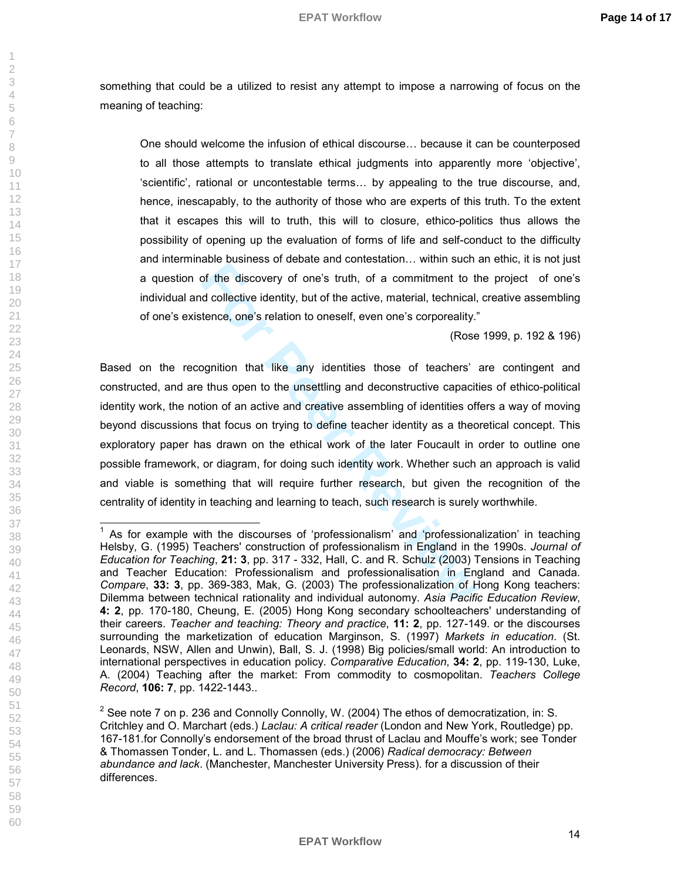something that could be a utilized to resist any attempt to impose a narrowing of focus on the meaning of teaching:

> One should welcome the infusion of ethical discourse… because it can be counterposed to all those attempts to translate ethical judgments into apparently more 'objective', 'scientific', rational or uncontestable terms… by appealing to the true discourse, and, hence, inescapably, to the authority of those who are experts of this truth. To the extent that it escapes this will to truth, this will to closure, ethico-politics thus allows the possibility of opening up the evaluation of forms of life and self-conduct to the difficulty and interminable business of debate and contestation… within such an ethic, it is not just a question of the discovery of one's truth, of a commitment to the project of one's individual and collective identity, but of the active, material, technical, creative assembling of one's existence, one's relation to oneself, even one's corporeality."
>
> (Rose 1999, p. 192 & 196)

Based on the recognition that like any identities those of teachers' are contingent and constructed, and are thus open to the unsettling and deconstructive capacities of ethico-political identity work, the notion of an active and creative assembling of identities offers a way of moving beyond discussions that focus on trying to define teacher identity as a theoretical concept. This exploratory paper has drawn on the ethical work of the later Foucault in order to outline one possible framework, or diagram, for doing such identity work. Whether such an approach is valid and viable is something that will require further research, but given the recognition of the centrality of identity in teaching and learning to teach, such research is surely worthwhile.

---

[1] As for example with the discourses of 'professionalism' and 'professionalization' in teaching Helsby, G. (1995) Teachers' construction of professionalism in England in the 1990s. *Journal of Education for Teaching*, **21: 3**, pp. 317 - 332, Hall, C. and R. Schulz (2003) Tensions in Teaching and Teacher Education: Professionalism and professionalisation in England and Canada. *Compare*, **33: 3**, pp. 369-383, Mak, G. (2003) The professionalization of Hong Kong teachers: Dilemma between technical rationality and individual autonomy. *Asia Pacific Education Review*, **4: 2**, pp. 170-180, Cheung, E. (2005) Hong Kong secondary schoolteachers' understanding of their careers. *Teacher and teaching: Theory and practice*, **11: 2**, pp. 127-149. or the discourses surrounding the marketization of education Marginson, S. (1997) *Markets in education*. (St. Leonards, NSW, Allen and Unwin), Ball, S. J. (1998) Big policies/small world: An introduction to international perspectives in education policy. *Comparative Education*, **34: 2**, pp. 119-130, Luke, A. (2004) Teaching after the market: From commodity to cosmopolitan. *Teachers College Record*, **106: 7**, pp. 1422-1443..

[2] See note 7 on p. 236 and Connolly Connolly, W. (2004) The ethos of democratization, in: S. Critchley and O. Marchart (eds.) *Laclau: A critical reader* (London and New York, Routledge) pp. 167-181.for Connolly's endorsement of the broad thrust of Laclau and Mouffe's work; see Tonder & Thomassen Tonder, L. and L. Thomassen (eds.) (2006) *Radical democracy: Between abundance and lack*. (Manchester, Manchester University Press). for a discussion of their differences.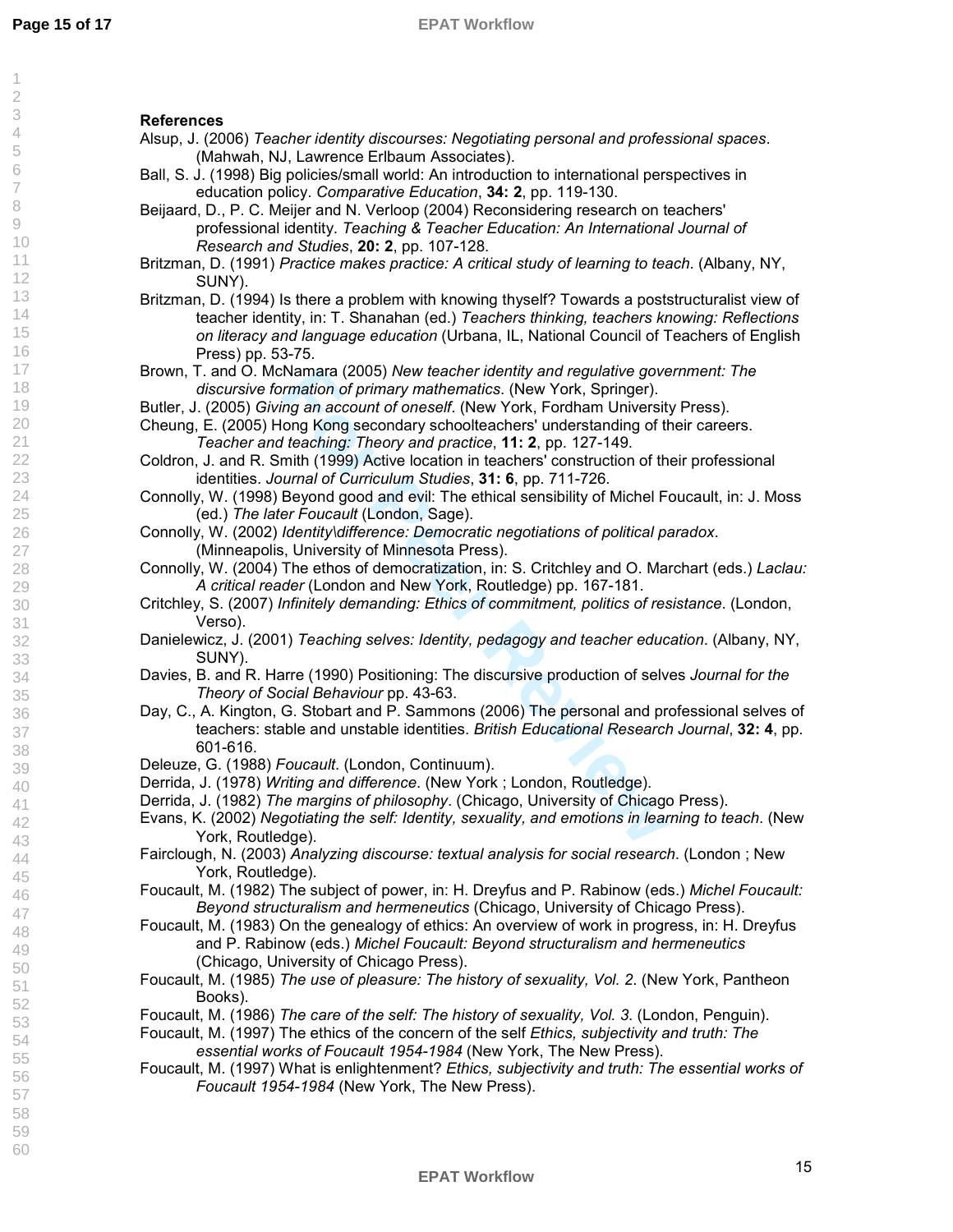## References

Alsup, J. (2006) *Teacher identity discourses: Negotiating personal and professional spaces*. (Mahwah, NJ, Lawrence Erlbaum Associates).

Ball, S. J. (1998) Big policies/small world: An introduction to international perspectives in education policy. *Comparative Education*, **34: 2**, pp. 119-130.

Beijaard, D., P. C. Meijer and N. Verloop (2004) Reconsidering research on teachers' professional identity. *Teaching & Teacher Education: An International Journal of Research and Studies*, **20: 2**, pp. 107-128.

Britzman, D. (1991) *Practice makes practice: A critical study of learning to teach*. (Albany, NY, SUNY).

Britzman, D. (1994) Is there a problem with knowing thyself? Towards a poststructuralist view of teacher identity, in: T. Shanahan (ed.) *Teachers thinking, teachers knowing: Reflections on literacy and language education* (Urbana, IL, National Council of Teachers of English Press) pp. 53-75.

Brown, T. and O. McNamara (2005) *New teacher identity and regulative government: The discursive formation of primary mathematics*. (New York, Springer).

Butler, J. (2005) *Giving an account of oneself*. (New York, Fordham University Press).

Cheung, E. (2005) Hong Kong secondary schoolteachers' understanding of their careers. *Teacher and teaching: Theory and practice*, **11: 2**, pp. 127-149.

Coldron, J. and R. Smith (1999) Active location in teachers' construction of their professional identities. *Journal of Curriculum Studies*, **31: 6**, pp. 711-726.

Connolly, W. (1998) Beyond good and evil: The ethical sensibility of Michel Foucault, in: J. Moss (ed.) *The later Foucault* (London, Sage).

Connolly, W. (2002) *Identity\difference: Democratic negotiations of political paradox*. (Minneapolis, University of Minnesota Press).

Connolly, W. (2004) The ethos of democratization, in: S. Critchley and O. Marchart (eds.) *Laclau: A critical reader* (London and New York, Routledge) pp. 167-181.

Critchley, S. (2007) *Infinitely demanding: Ethics of commitment, politics of resistance*. (London, Verso).

Danielewicz, J. (2001) *Teaching selves: Identity, pedagogy and teacher education*. (Albany, NY, SUNY).

Davies, B. and R. Harre (1990) Positioning: The discursive production of selves *Journal for the Theory of Social Behaviour* pp. 43-63.

Day, C., A. Kington, G. Stobart and P. Sammons (2006) The personal and professional selves of teachers: stable and unstable identities. *British Educational Research Journal*, **32: 4**, pp. 601-616.

Deleuze, G. (1988) *Foucault*. (London, Continuum).

Derrida, J. (1978) *Writing and difference*. (New York ; London, Routledge).

Derrida, J. (1982) *The margins of philosophy*. (Chicago, University of Chicago Press).

Evans, K. (2002) *Negotiating the self: Identity, sexuality, and emotions in learning to teach*. (New York, Routledge).

Fairclough, N. (2003) *Analyzing discourse: textual analysis for social research*. (London ; New York, Routledge).

Foucault, M. (1982) The subject of power, in: H. Dreyfus and P. Rabinow (eds.) *Michel Foucault: Beyond structuralism and hermeneutics* (Chicago, University of Chicago Press).

Foucault, M. (1983) On the genealogy of ethics: An overview of work in progress, in: H. Dreyfus and P. Rabinow (eds.) *Michel Foucault: Beyond structuralism and hermeneutics* (Chicago, University of Chicago Press).

Foucault, M. (1985) *The use of pleasure: The history of sexuality, Vol. 2*. (New York, Pantheon Books).

Foucault, M. (1986) *The care of the self: The history of sexuality, Vol. 3*. (London, Penguin).

Foucault, M. (1997) The ethics of the concern of the self *Ethics, subjectivity and truth: The essential works of Foucault 1954-1984* (New York, The New Press).

Foucault, M. (1997) What is enlightenment? *Ethics, subjectivity and truth: The essential works of Foucault 1954-1984* (New York, The New Press).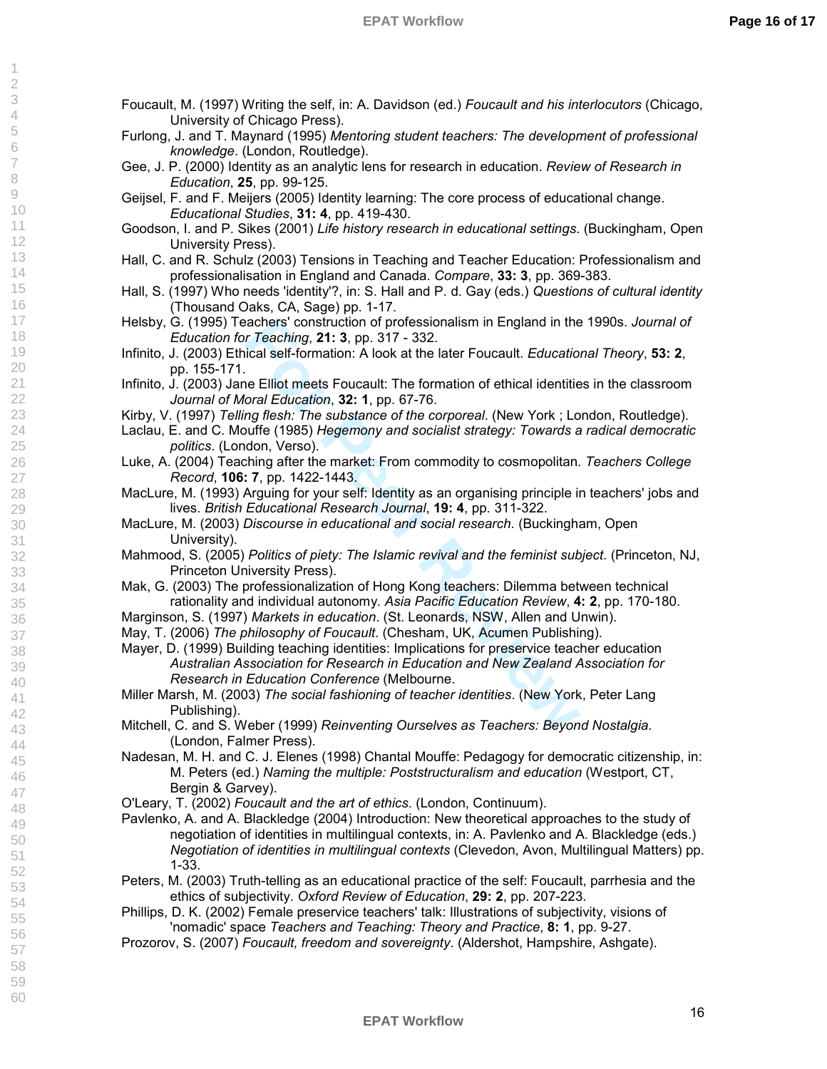Foucault, M. (1997) Writing the self, in: A. Davidson (ed.) *Foucault and his interlocutors* (Chicago, University of Chicago Press).

Furlong, J. and T. Maynard (1995) *Mentoring student teachers: The development of professional knowledge*. (London, Routledge).

Gee, J. P. (2000) Identity as an analytic lens for research in education. *Review of Research in Education*, **25**, pp. 99-125.

Geijsel, F. and F. Meijers (2005) Identity learning: The core process of educational change. *Educational Studies*, **31: 4**, pp. 419-430.

Goodson, I. and P. Sikes (2001) *Life history research in educational settings*. (Buckingham, Open University Press).

Hall, C. and R. Schulz (2003) Tensions in Teaching and Teacher Education: Professionalism and professionalisation in England and Canada. *Compare*, **33: 3**, pp. 369-383.

Hall, S. (1997) Who needs 'identity'?, in: S. Hall and P. d. Gay (eds.) *Questions of cultural identity* (Thousand Oaks, CA, Sage) pp. 1-17.

Helsby, G. (1995) Teachers' construction of professionalism in England in the 1990s. *Journal of Education for Teaching*, **21: 3**, pp. 317 - 332.

Infinito, J. (2003) Ethical self-formation: A look at the later Foucault. *Educational Theory*, **53: 2**, pp. 155-171.

Infinito, J. (2003) Jane Elliot meets Foucault: The formation of ethical identities in the classroom *Journal of Moral Education*, **32: 1**, pp. 67-76.

Kirby, V. (1997) *Telling flesh: The substance of the corporeal*. (New York ; London, Routledge).

Laclau, E. and C. Mouffe (1985) *Hegemony and socialist strategy: Towards a radical democratic politics*. (London, Verso).

Luke, A. (2004) Teaching after the market: From commodity to cosmopolitan. *Teachers College Record*, **106: 7**, pp. 1422-1443.

MacLure, M. (1993) Arguing for your self: Identity as an organising principle in teachers' jobs and lives. *British Educational Research Journal*, **19: 4**, pp. 311-322.

MacLure, M. (2003) *Discourse in educational and social research*. (Buckingham, Open University).

Mahmood, S. (2005) *Politics of piety: The Islamic revival and the feminist subject*. (Princeton, NJ, Princeton University Press).

Mak, G. (2003) The professionalization of Hong Kong teachers: Dilemma between technical rationality and individual autonomy. *Asia Pacific Education Review*, **4: 2**, pp. 170-180.

Marginson, S. (1997) *Markets in education*. (St. Leonards, NSW, Allen and Unwin).

May, T. (2006) *The philosophy of Foucault*. (Chesham, UK, Acumen Publishing).

Mayer, D. (1999) Building teaching identities: Implications for preservice teacher education *Australian Association for Research in Education and New Zealand Association for Research in Education Conference* (Melbourne.

Miller Marsh, M. (2003) *The social fashioning of teacher identities*. (New York, Peter Lang Publishing).

Mitchell, C. and S. Weber (1999) *Reinventing Ourselves as Teachers: Beyond Nostalgia*. (London, Falmer Press).

Nadesan, M. H. and C. J. Elenes (1998) Chantal Mouffe: Pedagogy for democratic citizenship, in: M. Peters (ed.) *Naming the multiple: Poststructuralism and education* (Westport, CT, Bergin & Garvey).

O'Leary, T. (2002) *Foucault and the art of ethics*. (London, Continuum).

Pavlenko, A. and A. Blackledge (2004) Introduction: New theoretical approaches to the study of negotiation of identities in multilingual contexts, in: A. Pavlenko and A. Blackledge (eds.) *Negotiation of identities in multilingual contexts* (Clevedon, Avon, Multilingual Matters) pp. 1-33.

Peters, M. (2003) Truth-telling as an educational practice of the self: Foucault, parrhesia and the ethics of subjectivity. *Oxford Review of Education*, **29: 2**, pp. 207-223.

Phillips, D. K. (2002) Female preservice teachers' talk: Illustrations of subjectivity, visions of 'nomadic' space *Teachers and Teaching: Theory and Practice*, **8: 1**, pp. 9-27.

Prozorov, S. (2007) *Foucault, freedom and sovereignty*. (Aldershot, Hampshire, Ashgate).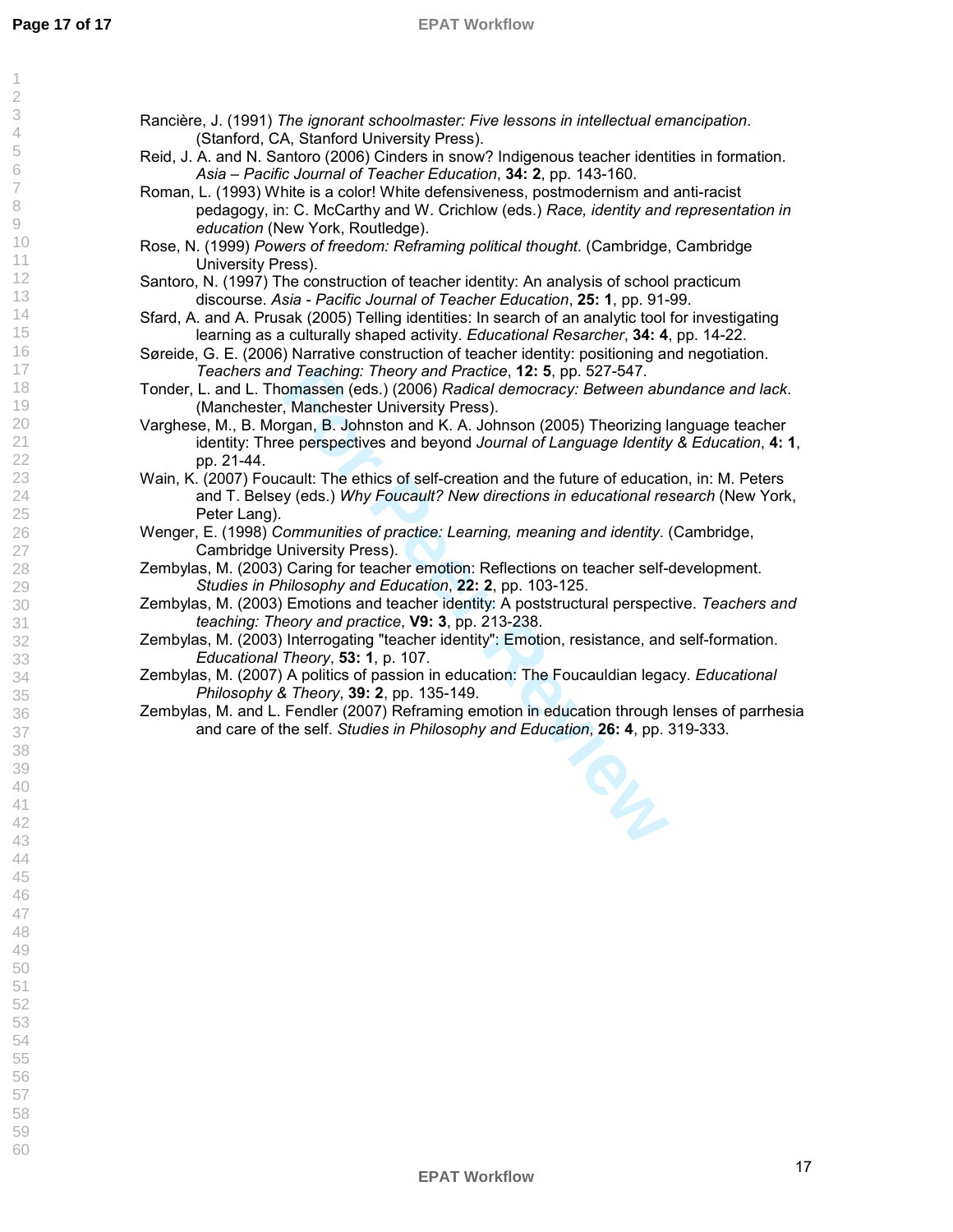Rancière, J. (1991) *The ignorant schoolmaster: Five lessons in intellectual emancipation*. (Stanford, CA, Stanford University Press).

Reid, J. A. and N. Santoro (2006) Cinders in snow? Indigenous teacher identities in formation. *Asia – Pacific Journal of Teacher Education*, **34: 2**, pp. 143-160.

Roman, L. (1993) White is a color! White defensiveness, postmodernism and anti-racist pedagogy, in: C. McCarthy and W. Crichlow (eds.) *Race, identity and representation in education* (New York, Routledge).

Rose, N. (1999) *Powers of freedom: Reframing political thought*. (Cambridge, Cambridge University Press).

Santoro, N. (1997) The construction of teacher identity: An analysis of school practicum discourse. *Asia - Pacific Journal of Teacher Education*, **25: 1**, pp. 91-99.

Sfard, A. and A. Prusak (2005) Telling identities: In search of an analytic tool for investigating learning as a culturally shaped activity. *Educational Resarcher*, **34: 4**, pp. 14-22.

Søreide, G. E. (2006) Narrative construction of teacher identity: positioning and negotiation. *Teachers and Teaching: Theory and Practice*, **12: 5**, pp. 527-547.

Tonder, L. and L. Thomassen (eds.) (2006) *Radical democracy: Between abundance and lack*. (Manchester, Manchester University Press).

Varghese, M., B. Morgan, B. Johnston and K. A. Johnson (2005) Theorizing language teacher identity: Three perspectives and beyond *Journal of Language Identity & Education*, **4: 1**, pp. 21-44.

Wain, K. (2007) Foucault: The ethics of self-creation and the future of education, in: M. Peters and T. Belsey (eds.) *Why Foucault? New directions in educational research* (New York, Peter Lang).

Wenger, E. (1998) *Communities of practice: Learning, meaning and identity*. (Cambridge, Cambridge University Press).

Zembylas, M. (2003) Caring for teacher emotion: Reflections on teacher self-development. *Studies in Philosophy and Education*, **22: 2**, pp. 103-125.

Zembylas, M. (2003) Emotions and teacher identity: A poststructural perspective. *Teachers and teaching: Theory and practice*, **V9: 3**, pp. 213-238.

Zembylas, M. (2003) Interrogating "teacher identity": Emotion, resistance, and self-formation. *Educational Theory*, **53: 1**, p. 107.

Zembylas, M. (2007) A politics of passion in education: The Foucauldian legacy. *Educational Philosophy & Theory*, **39: 2**, pp. 135-149.

Zembylas, M. and L. Fendler (2007) Reframing emotion in education through lenses of parrhesia and care of the self. *Studies in Philosophy and Education*, **26: 4**, pp. 319-333.